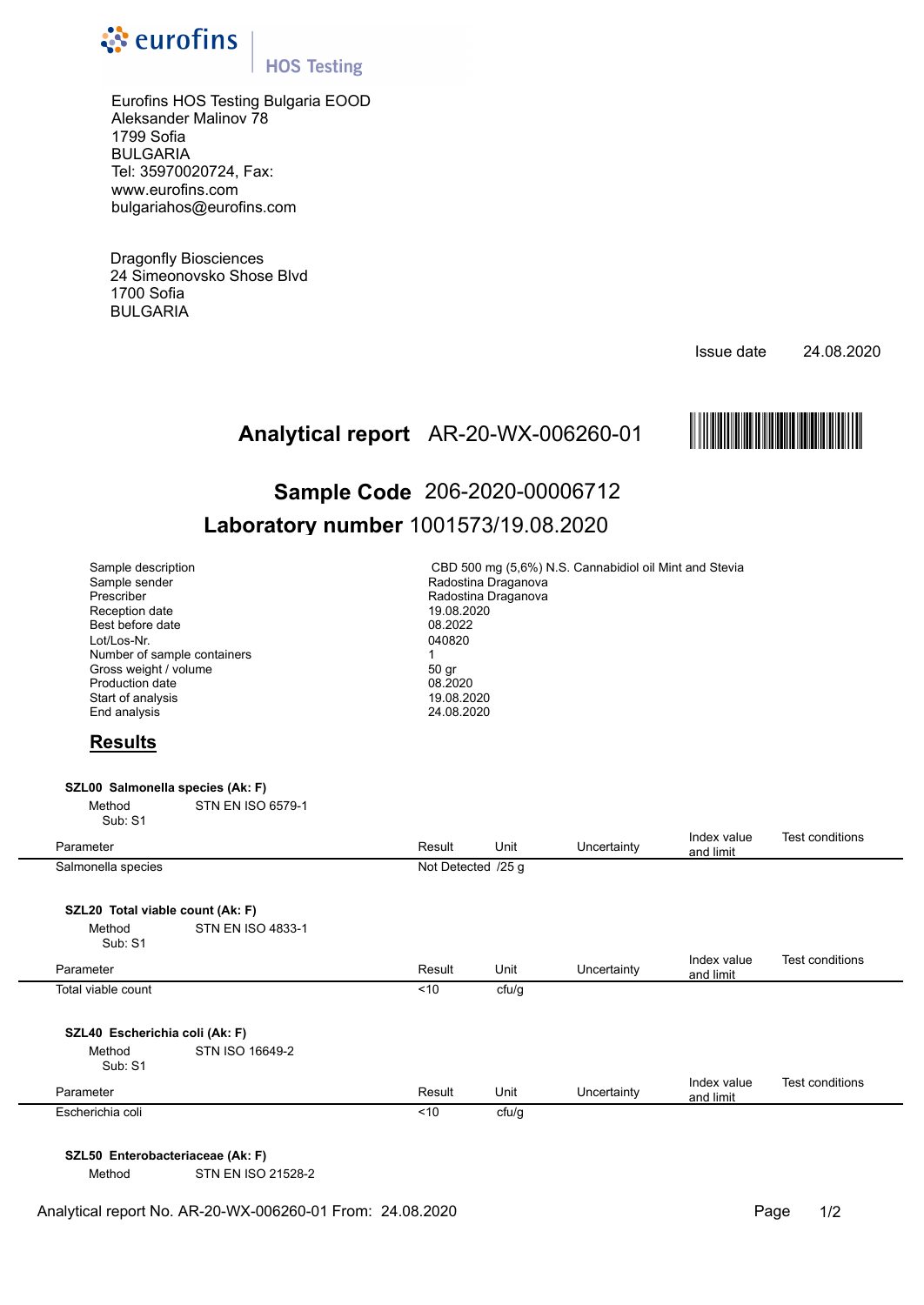**eurofins** | HOS Testing

Eurofins HOS Testing Bulgaria EOOD
Aleksander Malinov 78
1799 Sofia
BULGARIA
Tel: 35970020724, Fax:
www.eurofins.com
bulgariahos@eurofins.com

Dragonfly Biosciences
24 Simeonovsko Shose Blvd
1700 Sofia
BULGARIA

Issue date 24.08.2020

# Analytical report AR-20-WX-006260-01

## Sample Code 206-2020-00006712

## Laboratory number 1001573/19.08.2020

| | |
|---|---|
| Sample description | CBD 500 mg (5,6%) N.S. Cannabidiol oil Mint and Stevia |
| Sample sender | Radostina Draganova |
| Prescriber | Radostina Draganova |
| Reception date | 19.08.2020 |
| Best before date | 08.2022 |
| Lot/Los-Nr. | 040820 |
| Number of sample containers | 1 |
| Gross weight / volume | 50 gr |
| Production date | 08.2020 |
| Start of analysis | 19.08.2020 |
| End analysis | 24.08.2020 |

## Results

**SZL00 Salmonella species (Ak: F)**

Method STN EN ISO 6579-1
Sub: S1

| Parameter | Result | Unit | Uncertainty | Index value and limit | Test conditions |
|---|---|---|---|---|---|
| Salmonella species | Not Detected | /25 g | | | |

**SZL20 Total viable count (Ak: F)**

Method STN EN ISO 4833-1
Sub: S1

| Parameter | Result | Unit | Uncertainty | Index value and limit | Test conditions |
|---|---|---|---|---|---|
| Total viable count | <10 | cfu/g | | | |

**SZL40 Escherichia coli (Ak: F)**

Method STN ISO 16649-2
Sub: S1

| Parameter | Result | Unit | Uncertainty | Index value and limit | Test conditions |
|---|---|---|---|---|---|
| Escherichia coli | <10 | cfu/g | | | |

**SZL50 Enterobacteriaceae (Ak: F)**

Method STN EN ISO 21528-2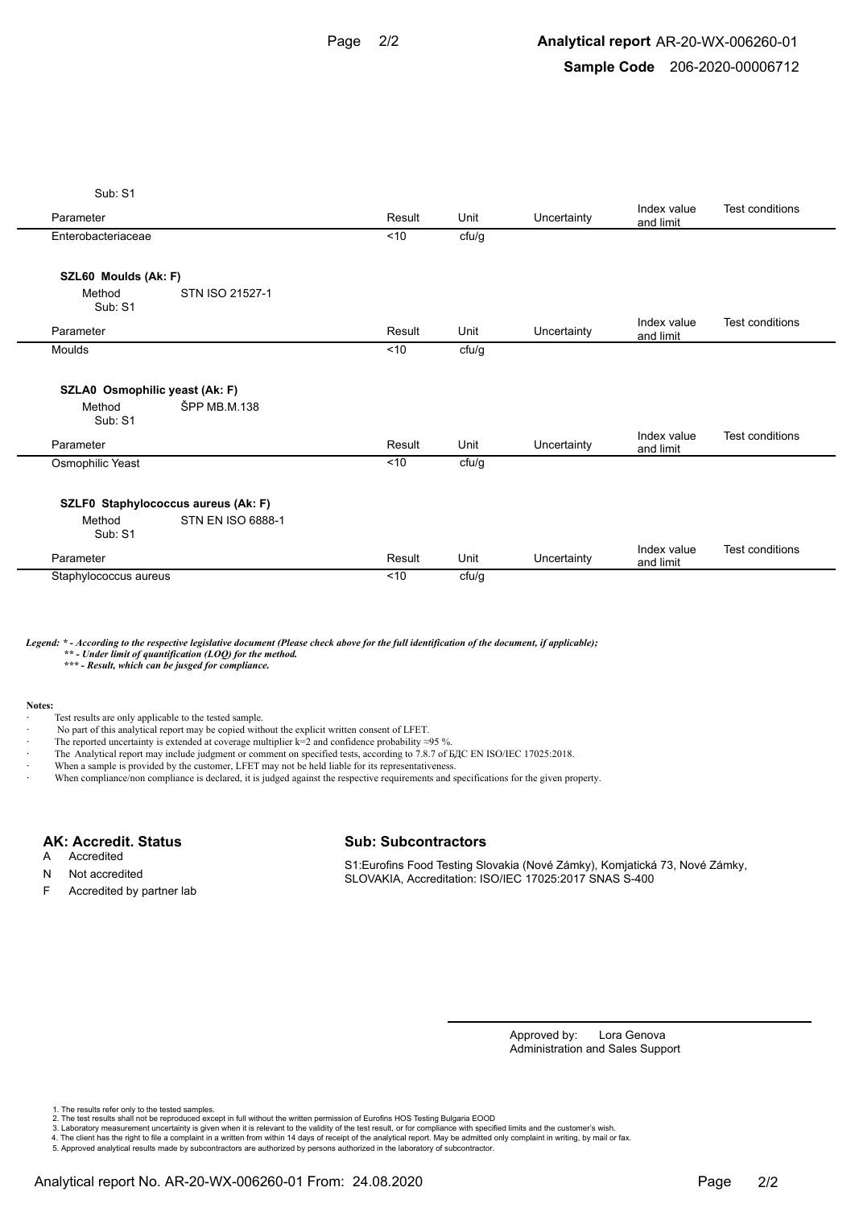Sub: S1

| Parameter | Result | Unit | Uncertainty | Index value and limit | Test conditions |
|---|---|---|---|---|---|
| Enterobacteriaceae | <10 | cfu/g | | | |

**SZL60 Moulds (Ak: F)**

Method STN ISO 21527-1
Sub: S1

| Parameter | Result | Unit | Uncertainty | Index value and limit | Test conditions |
|---|---|---|---|---|---|
| Moulds | <10 | cfu/g | | | |

**SZLA0 Osmophilic yeast (Ak: F)**

Method ŠPP MB.M.138
Sub: S1

| Parameter | Result | Unit | Uncertainty | Index value and limit | Test conditions |
|---|---|---|---|---|---|
| Osmophilic Yeast | <10 | cfu/g | | | |

**SZLF0 Staphylococcus aureus (Ak: F)**

Method STN EN ISO 6888-1
Sub: S1

| Parameter | Result | Unit | Uncertainty | Index value and limit | Test conditions |
|---|---|---|---|---|---|
| Staphylococcus aureus | <10 | cfu/g | | | |

***Legend: * - According to the respective legislative document (Please check above for the full identification of the document, if applicable);***
***\*\* - Under limit of quantification (LOQ) for the method.***
***\*\*\* - Result, which can be jusged for compliance.***

**Notes:**

- Test results are only applicable to the tested sample.
- No part of this analytical report may be copied without the explicit written consent of LFET.
- The reported uncertainty is extended at coverage multiplier k=2 and confidence probability ≈95 %.
- The Analytical report may include judgment or comment on specified tests, according to 7.8.7 of БДС EN ISO/IEC 17025:2018.
- When a sample is provided by the customer, LFET may not be held liable for its representativeness.
- When compliance/non compliance is declared, it is judged against the respective requirements and specifications for the given property.

**AK: Accredit. Status**

A Accredited
N Not accredited
F Accredited by partner lab

**Sub: Subcontractors**

S1:Eurofins Food Testing Slovakia (Nové Zámky), Komjatická 73, Nové Zámky, SLOVAKIA, Accreditation: ISO/IEC 17025:2017 SNAS S-400

Approved by: Lora Genova
Administration and Sales Support

1. The results refer only to the tested samples.
2. The test results shall not be reproduced except in full without the written permission of Eurofins HOS Testing Bulgaria EOOD
3. Laboratory measurement uncertainty is given when it is relevant to the validity of the test result, or for compliance with specified limits and the customer's wish.
4. The client has the right to file a complaint in a written from within 14 days of receipt of the analytical report. May be admitted only complaint in writing, by mail or fax.
5. Approved analytical results made by subcontractors are authorized by persons authorized in the laboratory of subcontractor.

Analytical report No. AR-20-WX-006260-01 From: 24.08.2020